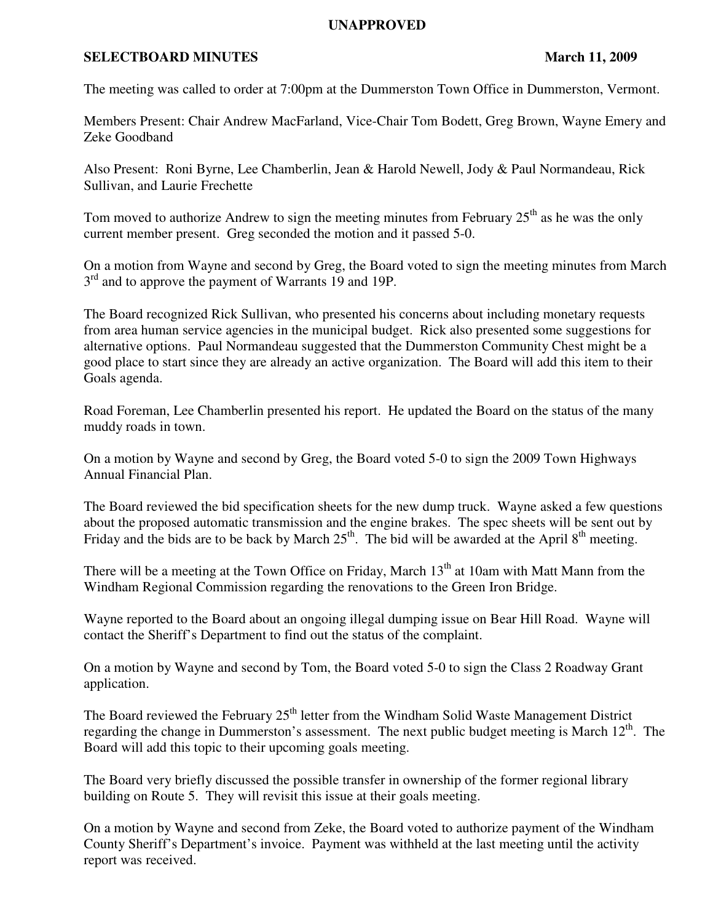**UNAPPROVED**

**SELECTBOARD MINUTES** **March 11, 2009**

The meeting was called to order at 7:00pm at the Dummerston Town Office in Dummerston, Vermont.

Members Present: Chair Andrew MacFarland, Vice-Chair Tom Bodett, Greg Brown, Wayne Emery and Zeke Goodband

Also Present: Roni Byrne, Lee Chamberlin, Jean & Harold Newell, Jody & Paul Normandeau, Rick Sullivan, and Laurie Frechette

Tom moved to authorize Andrew to sign the meeting minutes from February 25th as he was the only current member present. Greg seconded the motion and it passed 5-0.

On a motion from Wayne and second by Greg, the Board voted to sign the meeting minutes from March 3rd and to approve the payment of Warrants 19 and 19P.

The Board recognized Rick Sullivan, who presented his concerns about including monetary requests from area human service agencies in the municipal budget. Rick also presented some suggestions for alternative options. Paul Normandeau suggested that the Dummerston Community Chest might be a good place to start since they are already an active organization. The Board will add this item to their Goals agenda.

Road Foreman, Lee Chamberlin presented his report. He updated the Board on the status of the many muddy roads in town.

On a motion by Wayne and second by Greg, the Board voted 5-0 to sign the 2009 Town Highways Annual Financial Plan.

The Board reviewed the bid specification sheets for the new dump truck. Wayne asked a few questions about the proposed automatic transmission and the engine brakes. The spec sheets will be sent out by Friday and the bids are to be back by March 25th. The bid will be awarded at the April 8th meeting.

There will be a meeting at the Town Office on Friday, March 13th at 10am with Matt Mann from the Windham Regional Commission regarding the renovations to the Green Iron Bridge.

Wayne reported to the Board about an ongoing illegal dumping issue on Bear Hill Road. Wayne will contact the Sheriff's Department to find out the status of the complaint.

On a motion by Wayne and second by Tom, the Board voted 5-0 to sign the Class 2 Roadway Grant application.

The Board reviewed the February 25th letter from the Windham Solid Waste Management District regarding the change in Dummerston's assessment. The next public budget meeting is March 12th. The Board will add this topic to their upcoming goals meeting.

The Board very briefly discussed the possible transfer in ownership of the former regional library building on Route 5. They will revisit this issue at their goals meeting.

On a motion by Wayne and second from Zeke, the Board voted to authorize payment of the Windham County Sheriff's Department's invoice. Payment was withheld at the last meeting until the activity report was received.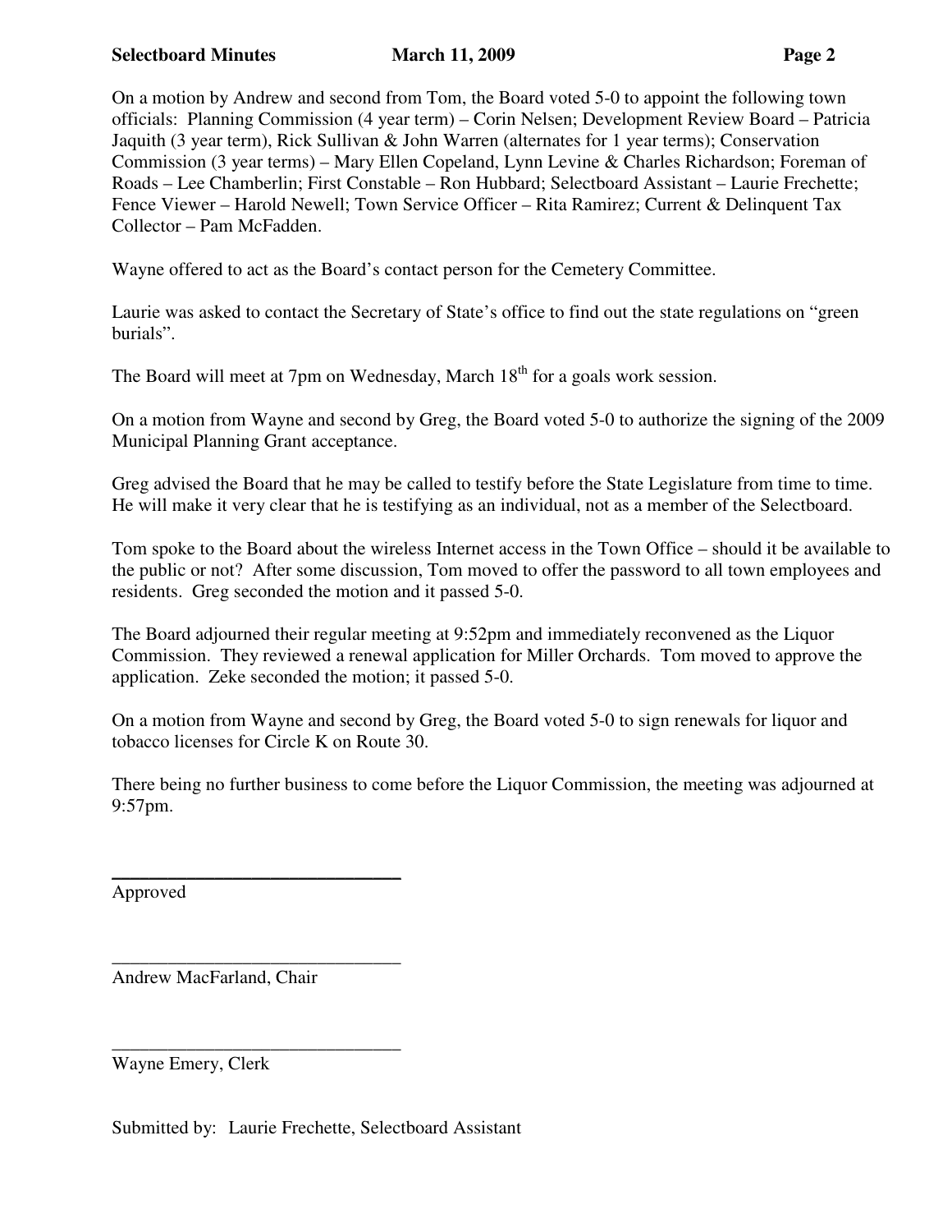On a motion by Andrew and second from Tom, the Board voted 5-0 to appoint the following town officials: Planning Commission (4 year term) – Corin Nelsen; Development Review Board – Patricia Jaquith (3 year term), Rick Sullivan & John Warren (alternates for 1 year terms); Conservation Commission (3 year terms) – Mary Ellen Copeland, Lynn Levine & Charles Richardson; Foreman of Roads – Lee Chamberlin; First Constable – Ron Hubbard; Selectboard Assistant – Laurie Frechette; Fence Viewer – Harold Newell; Town Service Officer – Rita Ramirez; Current & Delinquent Tax Collector – Pam McFadden.

Wayne offered to act as the Board's contact person for the Cemetery Committee.

Laurie was asked to contact the Secretary of State's office to find out the state regulations on "green burials".

The Board will meet at 7pm on Wednesday, March 18th for a goals work session.

On a motion from Wayne and second by Greg, the Board voted 5-0 to authorize the signing of the 2009 Municipal Planning Grant acceptance.

Greg advised the Board that he may be called to testify before the State Legislature from time to time. He will make it very clear that he is testifying as an individual, not as a member of the Selectboard.

Tom spoke to the Board about the wireless Internet access in the Town Office – should it be available to the public or not? After some discussion, Tom moved to offer the password to all town employees and residents. Greg seconded the motion and it passed 5-0.

The Board adjourned their regular meeting at 9:52pm and immediately reconvened as the Liquor Commission. They reviewed a renewal application for Miller Orchards. Tom moved to approve the application. Zeke seconded the motion; it passed 5-0.

On a motion from Wayne and second by Greg, the Board voted 5-0 to sign renewals for liquor and tobacco licenses for Circle K on Route 30.

There being no further business to come before the Liquor Commission, the meeting was adjourned at 9:57pm.

\_\_\_\_\_\_\_\_\_\_\_\_\_\_\_\_\_\_\_\_\_\_\_\_\_\_\_\_\_\_\_

Approved

\_\_\_\_\_\_\_\_\_\_\_\_\_\_\_\_\_\_\_\_\_\_\_\_\_\_\_\_\_\_\_

Andrew MacFarland, Chair

\_\_\_\_\_\_\_\_\_\_\_\_\_\_\_\_\_\_\_\_\_\_\_\_\_\_\_\_\_\_\_

Wayne Emery, Clerk

Submitted by: Laurie Frechette, Selectboard Assistant